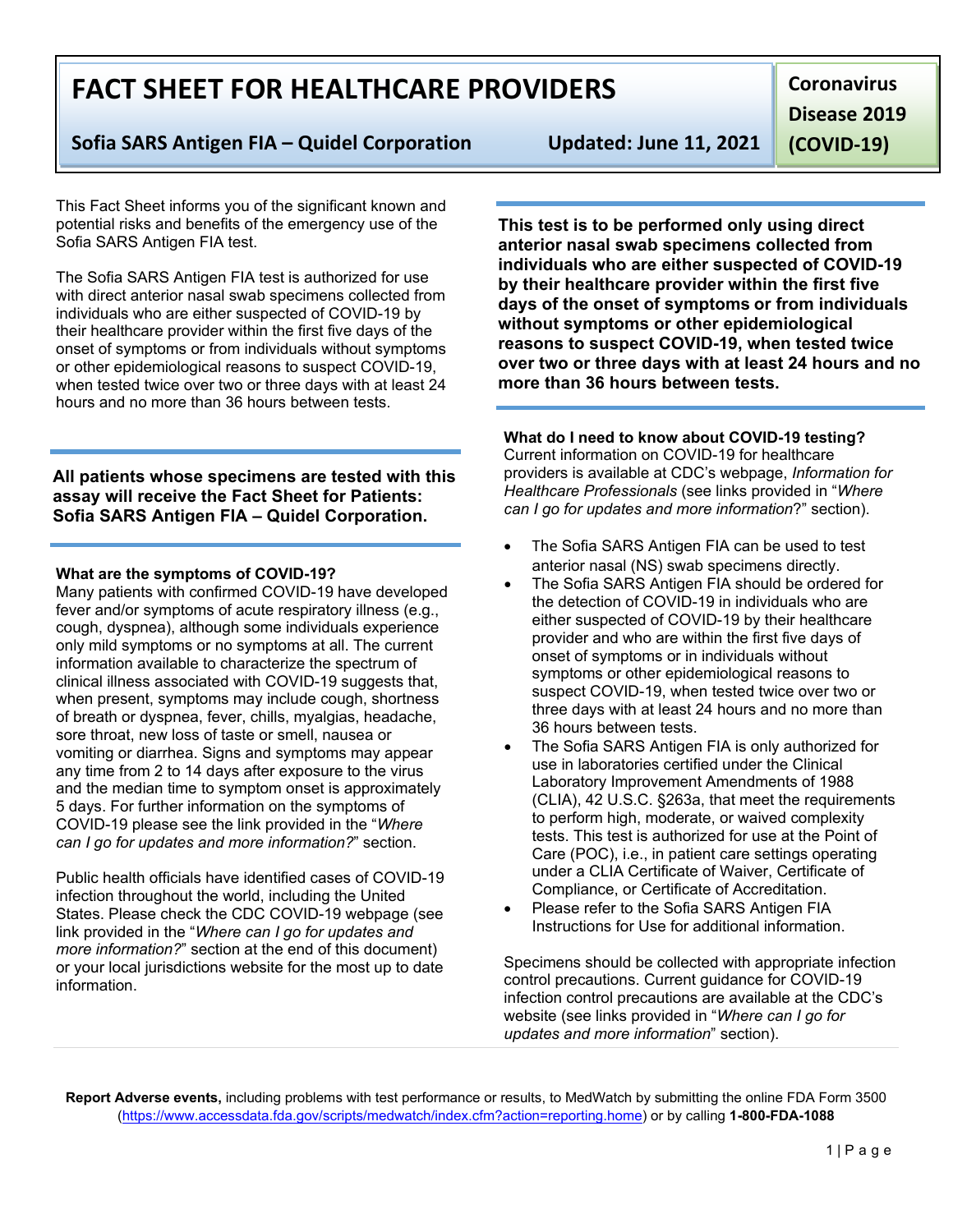# FACT SHEET FOR HEALTHCARE PROVIDERS

**Sofia SARS Antigen FIA – Quidel Corporation** **Updated: June 11, 2021**

**Coronavirus Disease 2019 (COVID-19)**

This Fact Sheet informs you of the significant known and potential risks and benefits of the emergency use of the Sofia SARS Antigen FIA test.

The Sofia SARS Antigen FIA test is authorized for use with direct anterior nasal swab specimens collected from individuals who are either suspected of COVID-19 by their healthcare provider within the first five days of the onset of symptoms or from individuals without symptoms or other epidemiological reasons to suspect COVID-19, when tested twice over two or three days with at least 24 hours and no more than 36 hours between tests.

**All patients whose specimens are tested with this assay will receive the Fact Sheet for Patients: Sofia SARS Antigen FIA – Quidel Corporation.**

### What are the symptoms of COVID-19?

Many patients with confirmed COVID-19 have developed fever and/or symptoms of acute respiratory illness (e.g., cough, dyspnea), although some individuals experience only mild symptoms or no symptoms at all. The current information available to characterize the spectrum of clinical illness associated with COVID-19 suggests that, when present, symptoms may include cough, shortness of breath or dyspnea, fever, chills, myalgias, headache, sore throat, new loss of taste or smell, nausea or vomiting or diarrhea. Signs and symptoms may appear any time from 2 to 14 days after exposure to the virus and the median time to symptom onset is approximately 5 days. For further information on the symptoms of COVID-19 please see the link provided in the "*Where can I go for updates and more information?*" section.

Public health officials have identified cases of COVID-19 infection throughout the world, including the United States. Please check the CDC COVID-19 webpage (see link provided in the "*Where can I go for updates and more information?*" section at the end of this document) or your local jurisdictions website for the most up to date information.

**This test is to be performed only using direct anterior nasal swab specimens collected from individuals who are either suspected of COVID-19 by their healthcare provider within the first five days of the onset of symptoms or from individuals without symptoms or other epidemiological reasons to suspect COVID-19, when tested twice over two or three days with at least 24 hours and no more than 36 hours between tests.**

### What do I need to know about COVID-19 testing?

Current information on COVID-19 for healthcare providers is available at CDC's webpage, *Information for Healthcare Professionals* (see links provided in "*Where can I go for updates and more information*?" section).

- The Sofia SARS Antigen FIA can be used to test anterior nasal (NS) swab specimens directly.
- The Sofia SARS Antigen FIA should be ordered for the detection of COVID-19 in individuals who are either suspected of COVID-19 by their healthcare provider and who are within the first five days of onset of symptoms or in individuals without symptoms or other epidemiological reasons to suspect COVID-19, when tested twice over two or three days with at least 24 hours and no more than 36 hours between tests.
- The Sofia SARS Antigen FIA is only authorized for use in laboratories certified under the Clinical Laboratory Improvement Amendments of 1988 (CLIA), 42 U.S.C. §263a, that meet the requirements to perform high, moderate, or waived complexity tests. This test is authorized for use at the Point of Care (POC), i.e., in patient care settings operating under a CLIA Certificate of Waiver, Certificate of Compliance, or Certificate of Accreditation.
- Please refer to the Sofia SARS Antigen FIA Instructions for Use for additional information.

Specimens should be collected with appropriate infection control precautions. Current guidance for COVID-19 infection control precautions are available at the CDC's website (see links provided in "*Where can I go for updates and more information*" section).

**Report Adverse events,** including problems with test performance or results, to MedWatch by submitting the online FDA Form 3500 (https://www.accessdata.fda.gov/scripts/medwatch/index.cfm?action=reporting.home) or by calling **1-800-FDA-1088**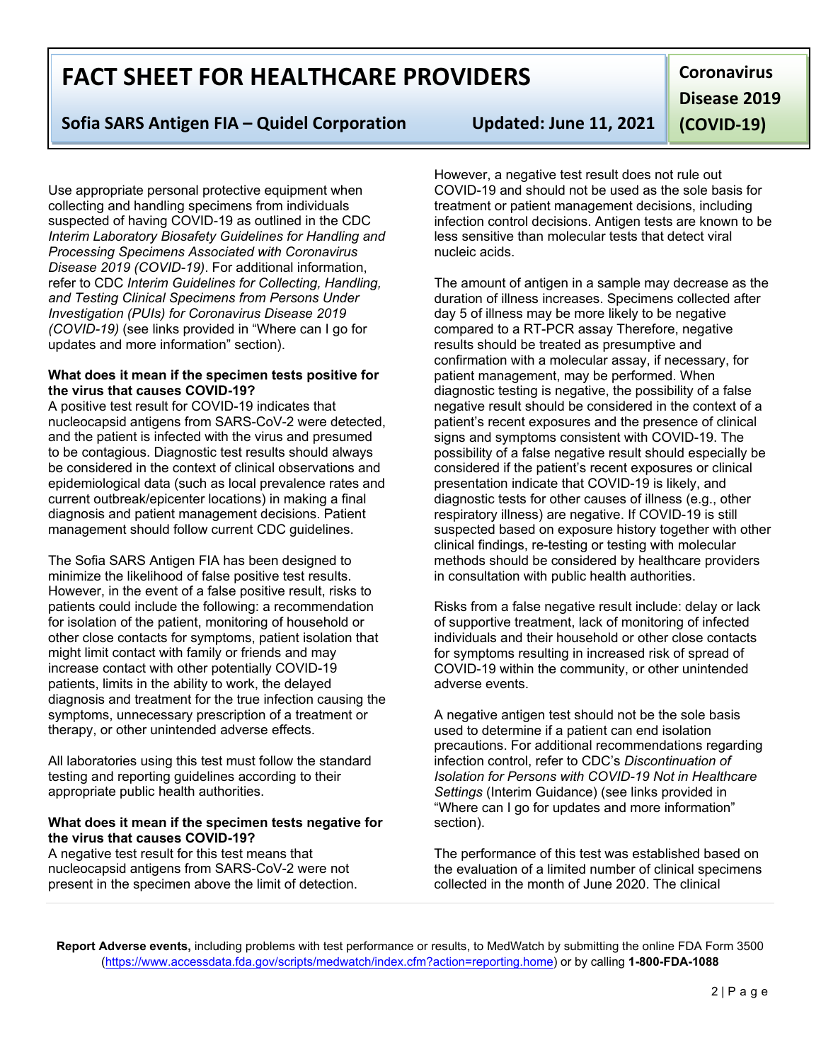Use appropriate personal protective equipment when collecting and handling specimens from individuals suspected of having COVID-19 as outlined in the CDC *Interim Laboratory Biosafety Guidelines for Handling and Processing Specimens Associated with Coronavirus Disease 2019 (COVID-19)*. For additional information, refer to CDC *Interim Guidelines for Collecting, Handling, and Testing Clinical Specimens from Persons Under Investigation (PUIs) for Coronavirus Disease 2019 (COVID-19)* (see links provided in "Where can I go for updates and more information" section).

**What does it mean if the specimen tests positive for the virus that causes COVID-19?**

A positive test result for COVID-19 indicates that nucleocapsid antigens from SARS-CoV-2 were detected, and the patient is infected with the virus and presumed to be contagious. Diagnostic test results should always be considered in the context of clinical observations and epidemiological data (such as local prevalence rates and current outbreak/epicenter locations) in making a final diagnosis and patient management decisions. Patient management should follow current CDC guidelines.

The Sofia SARS Antigen FIA has been designed to minimize the likelihood of false positive test results. However, in the event of a false positive result, risks to patients could include the following: a recommendation for isolation of the patient, monitoring of household or other close contacts for symptoms, patient isolation that might limit contact with family or friends and may increase contact with other potentially COVID-19 patients, limits in the ability to work, the delayed diagnosis and treatment for the true infection causing the symptoms, unnecessary prescription of a treatment or therapy, or other unintended adverse effects.

All laboratories using this test must follow the standard testing and reporting guidelines according to their appropriate public health authorities.

**What does it mean if the specimen tests negative for the virus that causes COVID-19?**

A negative test result for this test means that nucleocapsid antigens from SARS-CoV-2 were not present in the specimen above the limit of detection. However, a negative test result does not rule out COVID-19 and should not be used as the sole basis for treatment or patient management decisions, including infection control decisions. Antigen tests are known to be less sensitive than molecular tests that detect viral nucleic acids.

The amount of antigen in a sample may decrease as the duration of illness increases. Specimens collected after day 5 of illness may be more likely to be negative compared to a RT-PCR assay Therefore, negative results should be treated as presumptive and confirmation with a molecular assay, if necessary, for patient management, may be performed. When diagnostic testing is negative, the possibility of a false negative result should be considered in the context of a patient's recent exposures and the presence of clinical signs and symptoms consistent with COVID-19. The possibility of a false negative result should especially be considered if the patient's recent exposures or clinical presentation indicate that COVID-19 is likely, and diagnostic tests for other causes of illness (e.g., other respiratory illness) are negative. If COVID-19 is still suspected based on exposure history together with other clinical findings, re-testing or testing with molecular methods should be considered by healthcare providers in consultation with public health authorities.

Risks from a false negative result include: delay or lack of supportive treatment, lack of monitoring of infected individuals and their household or other close contacts for symptoms resulting in increased risk of spread of COVID-19 within the community, or other unintended adverse events.

A negative antigen test should not be the sole basis used to determine if a patient can end isolation precautions. For additional recommendations regarding infection control, refer to CDC's *Discontinuation of Isolation for Persons with COVID-19 Not in Healthcare Settings* (Interim Guidance) (see links provided in "Where can I go for updates and more information" section).

The performance of this test was established based on the evaluation of a limited number of clinical specimens collected in the month of June 2020. The clinical

**Report Adverse events,** including problems with test performance or results, to MedWatch by submitting the online FDA Form 3500 (https://www.accessdata.fda.gov/scripts/medwatch/index.cfm?action=reporting.home) or by calling **1-800-FDA-1088**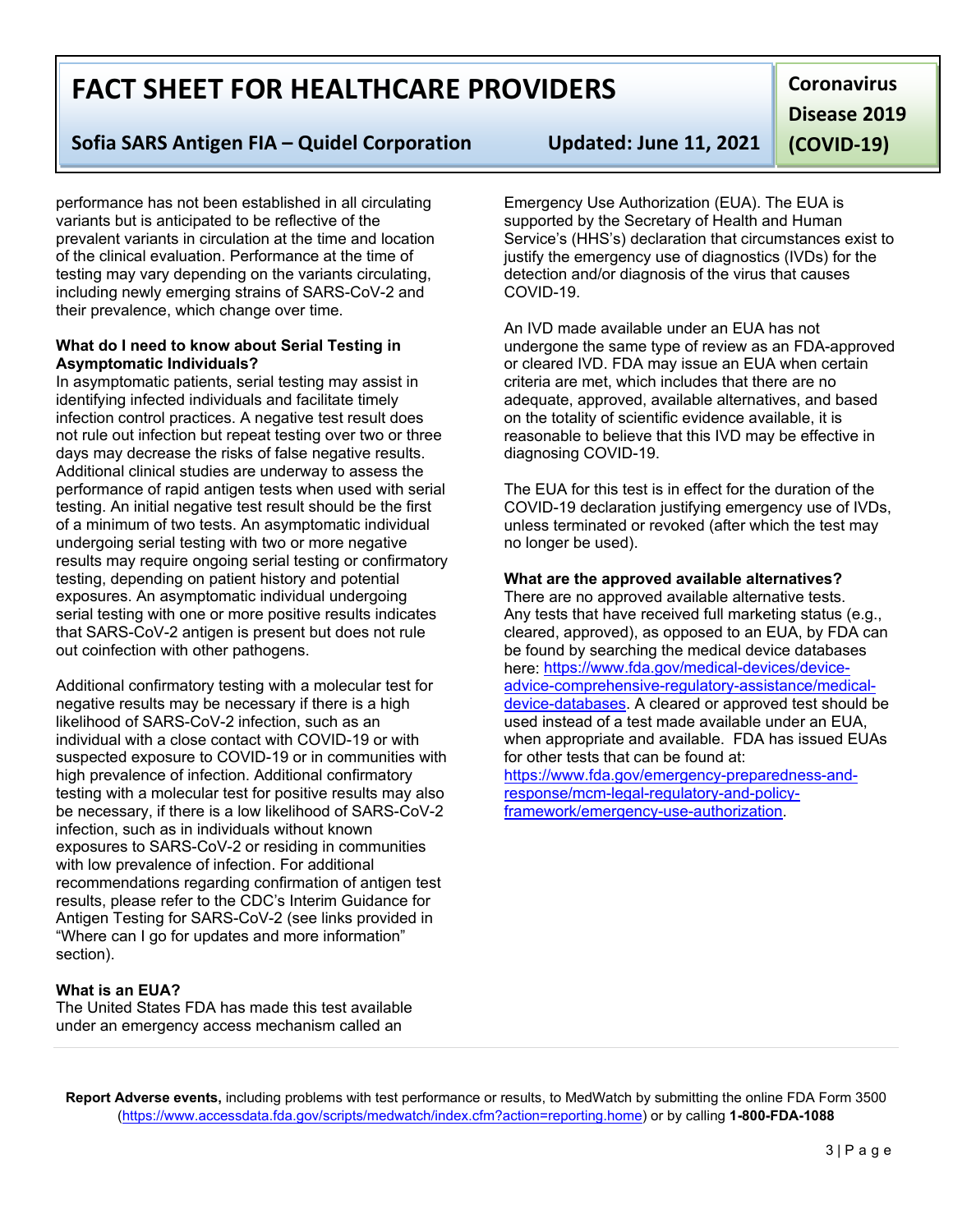performance has not been established in all circulating variants but is anticipated to be reflective of the prevalent variants in circulation at the time and location of the clinical evaluation. Performance at the time of testing may vary depending on the variants circulating, including newly emerging strains of SARS-CoV-2 and their prevalence, which change over time.

**What do I need to know about Serial Testing in Asymptomatic Individuals?**

In asymptomatic patients, serial testing may assist in identifying infected individuals and facilitate timely infection control practices. A negative test result does not rule out infection but repeat testing over two or three days may decrease the risks of false negative results. Additional clinical studies are underway to assess the performance of rapid antigen tests when used with serial testing. An initial negative test result should be the first of a minimum of two tests. An asymptomatic individual undergoing serial testing with two or more negative results may require ongoing serial testing or confirmatory testing, depending on patient history and potential exposures. An asymptomatic individual undergoing serial testing with one or more positive results indicates that SARS-CoV-2 antigen is present but does not rule out coinfection with other pathogens.

Additional confirmatory testing with a molecular test for negative results may be necessary if there is a high likelihood of SARS-CoV-2 infection, such as an individual with a close contact with COVID-19 or with suspected exposure to COVID-19 or in communities with high prevalence of infection. Additional confirmatory testing with a molecular test for positive results may also be necessary, if there is a low likelihood of SARS-CoV-2 infection, such as in individuals without known exposures to SARS-CoV-2 or residing in communities with low prevalence of infection. For additional recommendations regarding confirmation of antigen test results, please refer to the CDC's Interim Guidance for Antigen Testing for SARS-CoV-2 (see links provided in "Where can I go for updates and more information" section).

**What is an EUA?**

The United States FDA has made this test available under an emergency access mechanism called an Emergency Use Authorization (EUA). The EUA is supported by the Secretary of Health and Human Service's (HHS's) declaration that circumstances exist to justify the emergency use of diagnostics (IVDs) for the detection and/or diagnosis of the virus that causes COVID-19.

An IVD made available under an EUA has not undergone the same type of review as an FDA-approved or cleared IVD. FDA may issue an EUA when certain criteria are met, which includes that there are no adequate, approved, available alternatives, and based on the totality of scientific evidence available, it is reasonable to believe that this IVD may be effective in diagnosing COVID-19.

The EUA for this test is in effect for the duration of the COVID-19 declaration justifying emergency use of IVDs, unless terminated or revoked (after which the test may no longer be used).

**What are the approved available alternatives?**

There are no approved available alternative tests. Any tests that have received full marketing status (e.g., cleared, approved), as opposed to an EUA, by FDA can be found by searching the medical device databases here: https://www.fda.gov/medical-devices/device-advice-comprehensive-regulatory-assistance/medical-device-databases. A cleared or approved test should be used instead of a test made available under an EUA, when appropriate and available. FDA has issued EUAs for other tests that can be found at: https://www.fda.gov/emergency-preparedness-and-response/mcm-legal-regulatory-and-policy-framework/emergency-use-authorization.

**Report Adverse events,** including problems with test performance or results, to MedWatch by submitting the online FDA Form 3500 (https://www.accessdata.fda.gov/scripts/medwatch/index.cfm?action=reporting.home) or by calling **1-800-FDA-1088**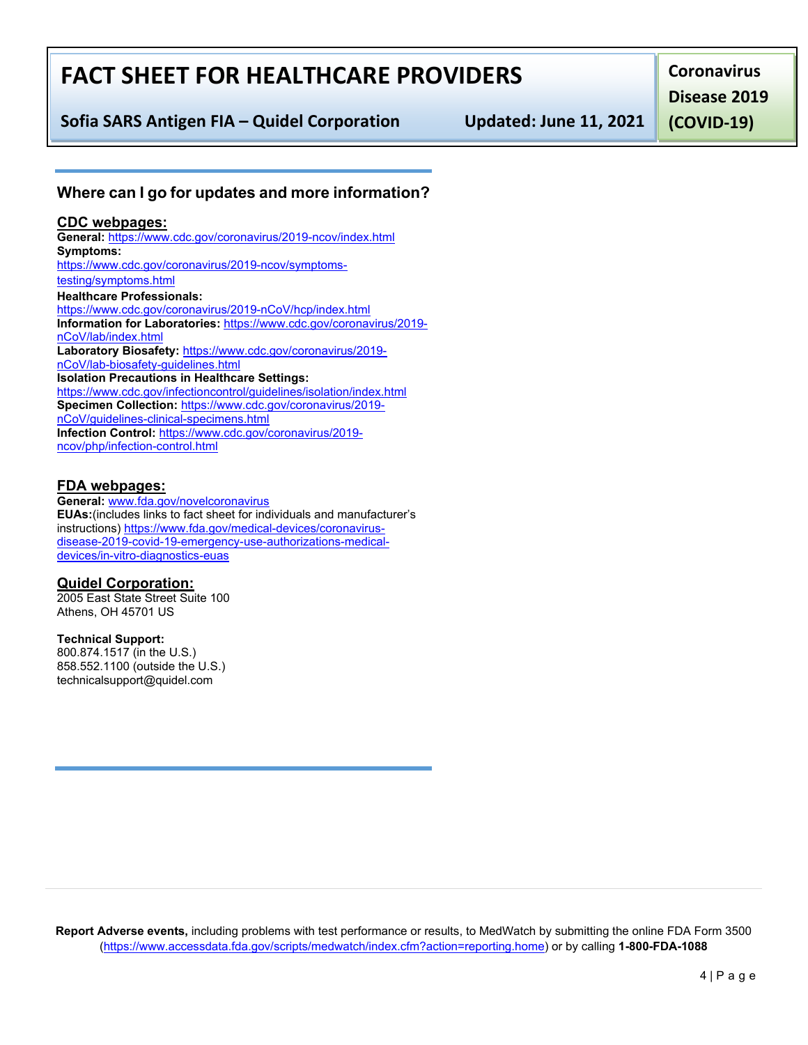## Where can I go for updates and more information?

### CDC webpages:

**General:** https://www.cdc.gov/coronavirus/2019-ncov/index.html
**Symptoms:**
https://www.cdc.gov/coronavirus/2019-ncov/symptoms-testing/symptoms.html
**Healthcare Professionals:**
https://www.cdc.gov/coronavirus/2019-nCoV/hcp/index.html
**Information for Laboratories:** https://www.cdc.gov/coronavirus/2019-nCoV/lab/index.html
**Laboratory Biosafety:** https://www.cdc.gov/coronavirus/2019-nCoV/lab-biosafety-guidelines.html
**Isolation Precautions in Healthcare Settings:**
https://www.cdc.gov/infectioncontrol/guidelines/isolation/index.html
**Specimen Collection:** https://www.cdc.gov/coronavirus/2019-nCoV/guidelines-clinical-specimens.html
**Infection Control:** https://www.cdc.gov/coronavirus/2019-ncov/php/infection-control.html

### FDA webpages:

**General:** www.fda.gov/novelcoronavirus
**EUAs:**(includes links to fact sheet for individuals and manufacturer's instructions) https://www.fda.gov/medical-devices/coronavirus-disease-2019-covid-19-emergency-use-authorizations-medical-devices/in-vitro-diagnostics-euas

### Quidel Corporation:

2005 East State Street Suite 100
Athens, OH 45701 US

**Technical Support:**
800.874.1517 (in the U.S.)
858.552.1100 (outside the U.S.)
technicalsupport@quidel.com

**Report Adverse events,** including problems with test performance or results, to MedWatch by submitting the online FDA Form 3500 (https://www.accessdata.fda.gov/scripts/medwatch/index.cfm?action=reporting.home) or by calling **1-800-FDA-1088**